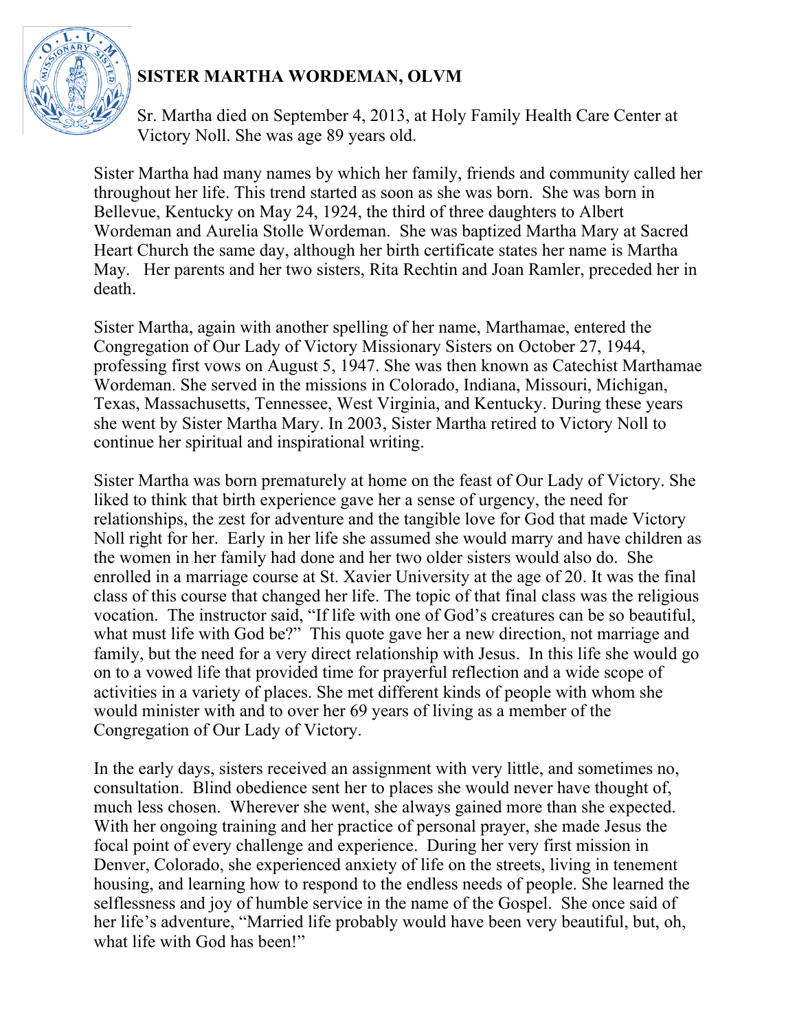# SISTER MARTHA WORDEMAN, OLVM

Sr. Martha died on September 4, 2013, at Holy Family Health Care Center at Victory Noll. She was age 89 years old.

Sister Martha had many names by which her family, friends and community called her throughout her life. This trend started as soon as she was born. She was born in Bellevue, Kentucky on May 24, 1924, the third of three daughters to Albert Wordeman and Aurelia Stolle Wordeman. She was baptized Martha Mary at Sacred Heart Church the same day, although her birth certificate states her name is Martha May. Her parents and her two sisters, Rita Rechtin and Joan Ramler, preceded her in death.

Sister Martha, again with another spelling of her name, Marthamae, entered the Congregation of Our Lady of Victory Missionary Sisters on October 27, 1944, professing first vows on August 5, 1947. She was then known as Catechist Marthamae Wordeman. She served in the missions in Colorado, Indiana, Missouri, Michigan, Texas, Massachusetts, Tennessee, West Virginia, and Kentucky. During these years she went by Sister Martha Mary. In 2003, Sister Martha retired to Victory Noll to continue her spiritual and inspirational writing.

Sister Martha was born prematurely at home on the feast of Our Lady of Victory. She liked to think that birth experience gave her a sense of urgency, the need for relationships, the zest for adventure and the tangible love for God that made Victory Noll right for her. Early in her life she assumed she would marry and have children as the women in her family had done and her two older sisters would also do. She enrolled in a marriage course at St. Xavier University at the age of 20. It was the final class of this course that changed her life. The topic of that final class was the religious vocation. The instructor said, "If life with one of God's creatures can be so beautiful, what must life with God be?" This quote gave her a new direction, not marriage and family, but the need for a very direct relationship with Jesus. In this life she would go on to a vowed life that provided time for prayerful reflection and a wide scope of activities in a variety of places. She met different kinds of people with whom she would minister with and to over her 69 years of living as a member of the Congregation of Our Lady of Victory.

In the early days, sisters received an assignment with very little, and sometimes no, consultation. Blind obedience sent her to places she would never have thought of, much less chosen. Wherever she went, she always gained more than she expected. With her ongoing training and her practice of personal prayer, she made Jesus the focal point of every challenge and experience. During her very first mission in Denver, Colorado, she experienced anxiety of life on the streets, living in tenement housing, and learning how to respond to the endless needs of people. She learned the selflessness and joy of humble service in the name of the Gospel. She once said of her life's adventure, "Married life probably would have been very beautiful, but, oh, what life with God has been!"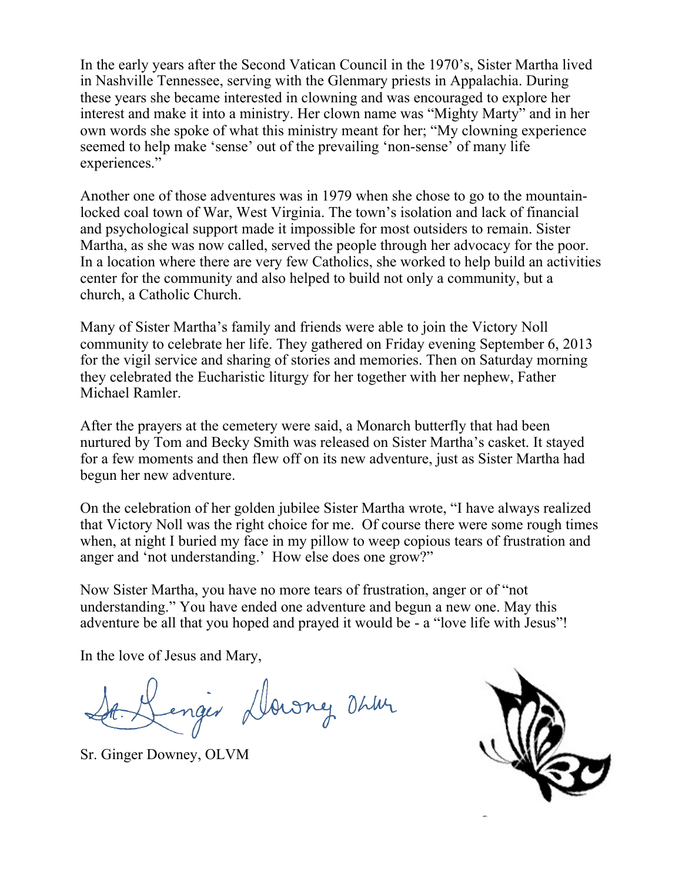In the early years after the Second Vatican Council in the 1970's, Sister Martha lived in Nashville Tennessee, serving with the Glenmary priests in Appalachia. During these years she became interested in clowning and was encouraged to explore her interest and make it into a ministry. Her clown name was "Mighty Marty" and in her own words she spoke of what this ministry meant for her; "My clowning experience seemed to help make 'sense' out of the prevailing 'non-sense' of many life experiences."

Another one of those adventures was in 1979 when she chose to go to the mountain-locked coal town of War, West Virginia. The town's isolation and lack of financial and psychological support made it impossible for most outsiders to remain. Sister Martha, as she was now called, served the people through her advocacy for the poor. In a location where there are very few Catholics, she worked to help build an activities center for the community and also helped to build not only a community, but a church, a Catholic Church.

Many of Sister Martha's family and friends were able to join the Victory Noll community to celebrate her life. They gathered on Friday evening September 6, 2013 for the vigil service and sharing of stories and memories. Then on Saturday morning they celebrated the Eucharistic liturgy for her together with her nephew, Father Michael Ramler.

After the prayers at the cemetery were said, a Monarch butterfly that had been nurtured by Tom and Becky Smith was released on Sister Martha's casket. It stayed for a few moments and then flew off on its new adventure, just as Sister Martha had begun her new adventure.

On the celebration of her golden jubilee Sister Martha wrote, "I have always realized that Victory Noll was the right choice for me. Of course there were some rough times when, at night I buried my face in my pillow to weep copious tears of frustration and anger and 'not understanding.' How else does one grow?"

Now Sister Martha, you have no more tears of frustration, anger or of "not understanding." You have ended one adventure and begun a new one. May this adventure be all that you hoped and prayed it would be - a "love life with Jesus"!

In the love of Jesus and Mary,

Sr. Ginger Downey OLVM

Sr. Ginger Downey, OLVM